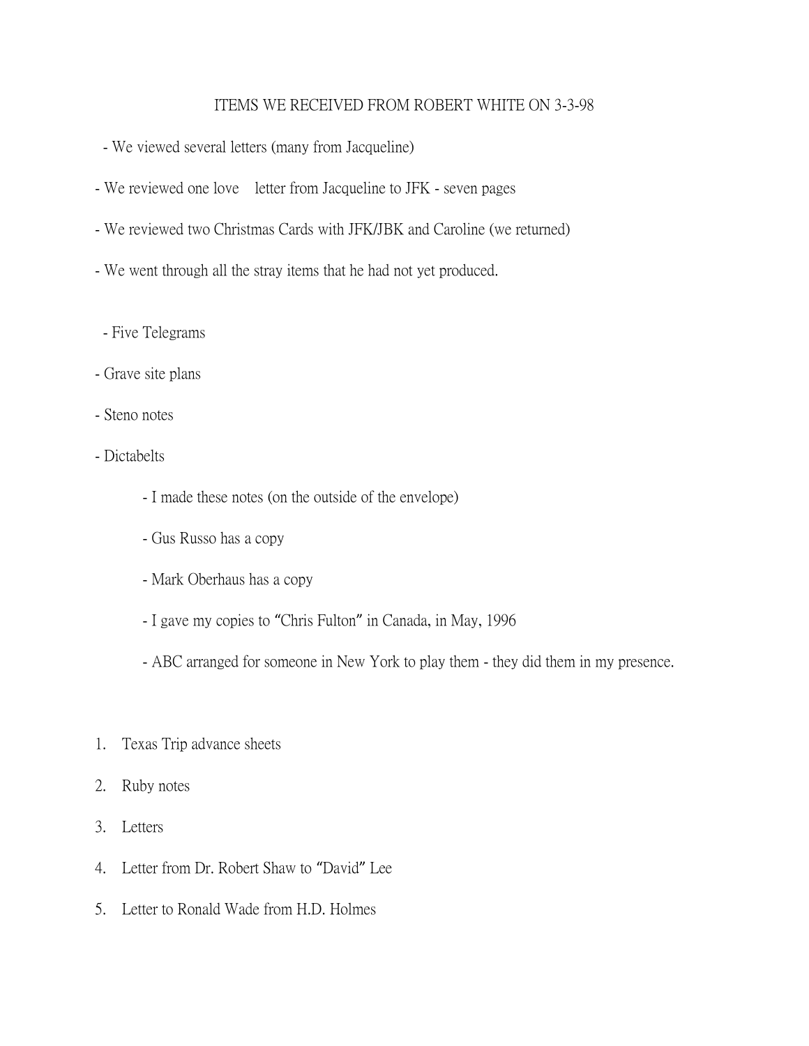# ITEMS WE RECEIVED FROM ROBERT WHITE ON 3-3-98

- We viewed several letters (many from Jacqueline)
- We reviewed one love letter from Jacqueline to JFK - seven pages
- We reviewed two Christmas Cards with JFK/JBK and Caroline (we returned)
- We went through all the stray items that he had not yet produced.

- Five Telegrams
- Grave site plans
- Steno notes
- Dictabelts
    - I made these notes (on the outside of the envelope)
    - Gus Russo has a copy
    - Mark Oberhaus has a copy
    - I gave my copies to "Chris Fulton" in Canada, in May, 1996
    - ABC arranged for someone in New York to play them - they did them in my presence.

1. Texas Trip advance sheets
2. Ruby notes
3. Letters
4. Letter from Dr. Robert Shaw to "David" Lee
5. Letter to Ronald Wade from H.D. Holmes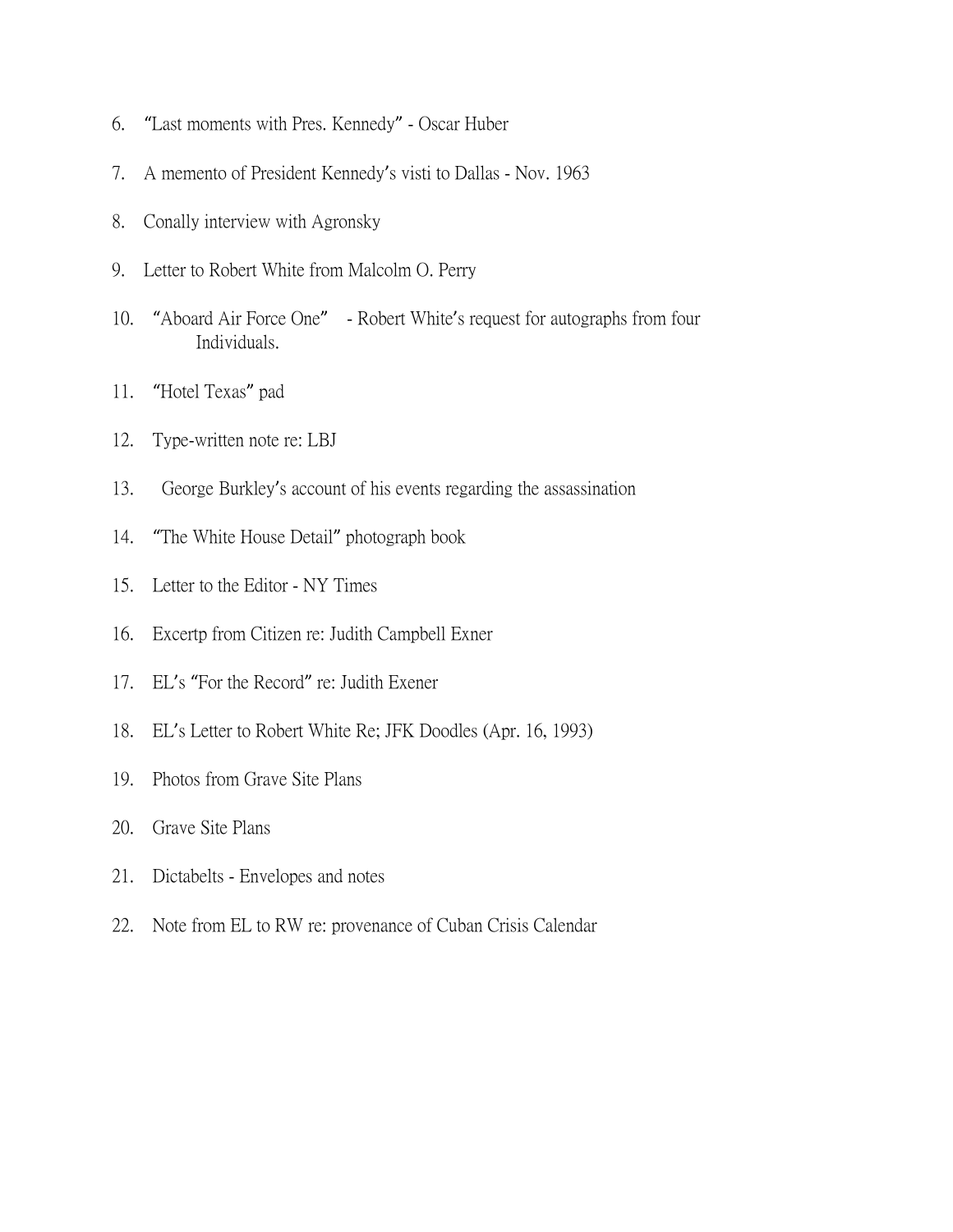6. "Last moments with Pres. Kennedy" - Oscar Huber

7. A memento of President Kennedy's visti to Dallas - Nov. 1963

8. Conally interview with Agronsky

9. Letter to Robert White from Malcolm O. Perry

10. "Aboard Air Force One" - Robert White's request for autographs from four Individuals.

11. "Hotel Texas" pad

12. Type-written note re: LBJ

13. George Burkley's account of his events regarding the assassination

14. "The White House Detail" photograph book

15. Letter to the Editor - NY Times

16. Excertp from Citizen re: Judith Campbell Exner

17. EL's "For the Record" re: Judith Exener

18. EL's Letter to Robert White Re; JFK Doodles (Apr. 16, 1993)

19. Photos from Grave Site Plans

20. Grave Site Plans

21. Dictabelts - Envelopes and notes

22. Note from EL to RW re: provenance of Cuban Crisis Calendar